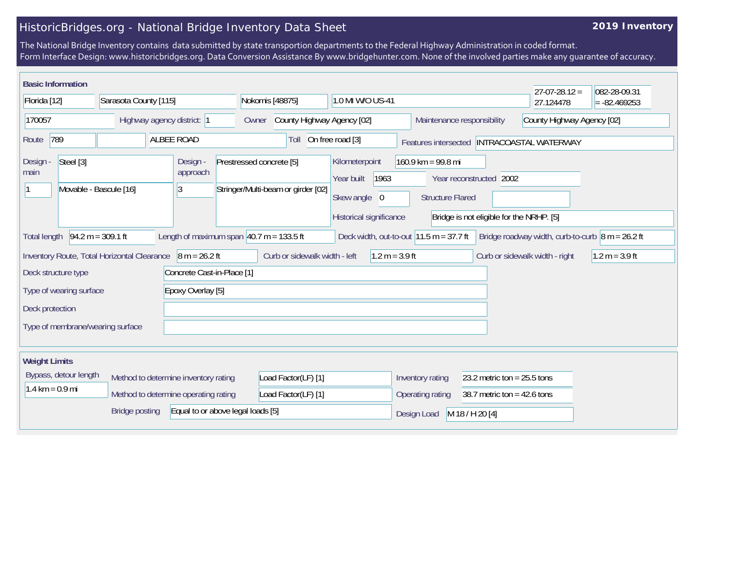# HistoricBridges.org - National Bridge Inventory Data Sheet

**2019 Inventory**

The National Bridge Inventory contains data submitted by state transportion departments to the Federal Highway Administration in coded format.
Form Interface Design: www.historicbridges.org. Data Conversion Assistance By www.bridgehunter.com. None of the involved parties make any guarantee of accuracy.

## Basic Information

| | |
|---|---|
| State | Florida [12] |
| County | Sarasota County [115] |
| Place | Nokomis [48875] |
| Location | 1.0 MI W/O US-41 |
| Latitude | 27-07-28.12 = 27.124478 |
| Longitude | 082-28-09.31 = -82.469253 |
| Structure Number | 170057 |
| Highway agency district | 1 |
| Owner | County Highway Agency [02] |
| Maintenance responsibility | County Highway Agency [02] |
| Route | 789 |
| Facility carried | ALBEE ROAD |
| Toll | On free road [3] |
| Features intersected | INTRACOASTAL WATERWAY |
| Design - main | Steel [3] |
| Design - main (spans) | 1 |
| Design - main (type) | Movable - Bascule [16] |
| Design - approach | Prestressed concrete [5] |
| Design - approach (spans) | 3 |
| Design - approach (type) | Stringer/Multi-beam or girder [02] |
| Kilometerpoint | 160.9 km = 99.8 mi |
| Year built | 1963 |
| Year reconstructed | 2002 |
| Skew angle | 0 |
| Structure Flared | |
| Historical significance | Bridge is not eligible for the NRHP. [5] |
| Total length | 94.2 m = 309.1 ft |
| Length of maximum span | 40.7 m = 133.5 ft |
| Deck width, out-to-out | 11.5 m = 37.7 ft |
| Bridge roadway width, curb-to-curb | 8 m = 26.2 ft |
| Inventory Route, Total Horizontal Clearance | 8 m = 26.2 ft |
| Curb or sidewalk width - left | 1.2 m = 3.9 ft |
| Curb or sidewalk width - right | 1.2 m = 3.9 ft |
| Deck structure type | Concrete Cast-in-Place [1] |
| Type of wearing surface | Epoxy Overlay [5] |
| Deck protection | |
| Type of membrane/wearing surface | |

## Weight Limits

| | |
|---|---|
| Bypass, detour length | 1.4 km = 0.9 mi |
| Method to determine inventory rating | Load Factor(LF) [1] |
| Method to determine operating rating | Load Factor(LF) [1] |
| Bridge posting | Equal to or above legal loads [5] |
| Inventory rating | 23.2 metric ton = 25.5 tons |
| Operating rating | 38.7 metric ton = 42.6 tons |
| Design Load | M 18 / H 20 [4] |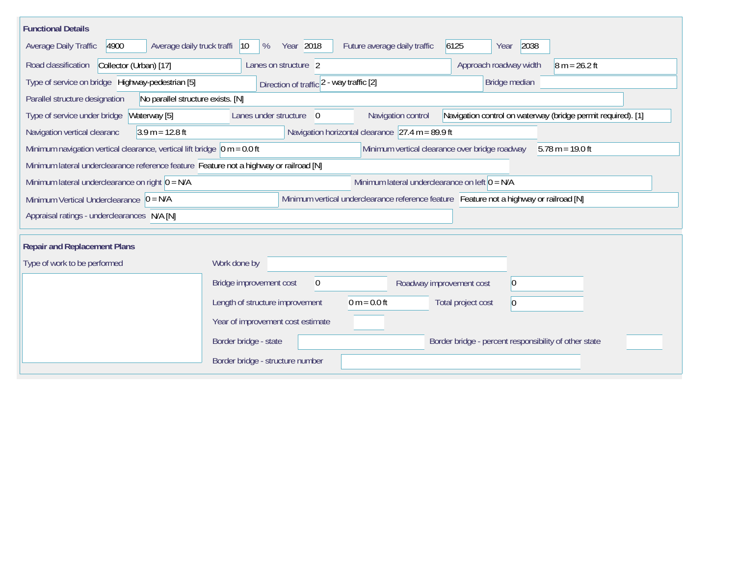## Functional Details

Average Daily Traffic: 4900
Average daily truck traffi: 10 %
Year: 2018
Future average daily traffic: 6125
Year: 2038

Road classification: Collector (Urban) [17]
Lanes on structure: 2
Approach roadway width: 8 m = 26.2 ft

Type of service on bridge: Highway-pedestrian [5]
Direction of traffic: 2 - way traffic [2]
Bridge median:

Parallel structure designation: No parallel structure exists. [N]

Type of service under bridge: Waterway [5]
Lanes under structure: 0
Navigation control: Navigation control on waterway (bridge permit required). [1]

Navigation vertical clearanc: 3.9 m = 12.8 ft
Navigation horizontal clearance: 27.4 m = 89.9 ft

Minimum navigation vertical clearance, vertical lift bridge: 0 m = 0.0 ft
Minimum vertical clearance over bridge roadway: 5.78 m = 19.0 ft

Minimum lateral underclearance reference feature: Feature not a highway or railroad [N]

Minimum lateral underclearance on right: 0 = N/A
Minimum lateral underclearance on left: 0 = N/A

Minimum Vertical Underclearance: 0 = N/A
Minimum vertical underclearance reference feature: Feature not a highway or railroad [N]

Appraisal ratings - underclearances: N/A [N]

## Repair and Replacement Plans

Type of work to be performed:

Work done by:

Bridge improvement cost: 0
Roadway improvement cost: 0

Length of structure improvement: 0 m = 0.0 ft
Total project cost: 0

Year of improvement cost estimate:

Border bridge - state:
Border bridge - percent responsibility of other state:

Border bridge - structure number: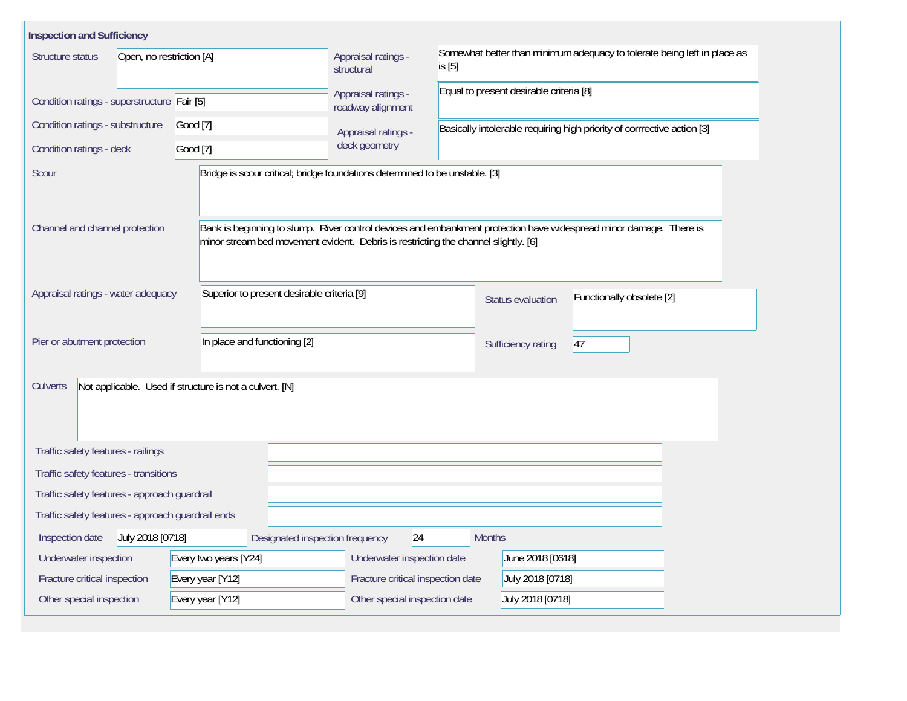## Inspection and Sufficiency

| Field | Value |
|---|---|
| Structure status | Open, no restriction [A] |
| Condition ratings - superstructure | Fair [5] |
| Condition ratings - substructure | Good [7] |
| Condition ratings - deck | Good [7] |
| Appraisal ratings - structural | Somewhat better than minimum adequacy to tolerate being left in place as is [5] |
| Appraisal ratings - roadway alignment | Equal to present desirable criteria [8] |
| Appraisal ratings - deck geometry | Basically intolerable requiring high priority of corrrective action [3] |
| Scour | Bridge is scour critical; bridge foundations determined to be unstable. [3] |
| Channel and channel protection | Bank is beginning to slump. River control devices and embankment protection have widespread minor damage. There is minor stream bed movement evident. Debris is restricting the channel slightly. [6] |
| Appraisal ratings - water adequacy | Superior to present desirable criteria [9] |
| Status evaluation | Functionally obsolete [2] |
| Pier or abutment protection | In place and functioning [2] |
| Sufficiency rating | 47 |
| Culverts | Not applicable. Used if structure is not a culvert. [N] |
| Traffic safety features - railings | |
| Traffic safety features - transitions | |
| Traffic safety features - approach guardrail | |
| Traffic safety features - approach guardrail ends | |
| Inspection date | July 2018 [0718] |
| Designated inspection frequency | 24 Months |

| Inspection | Frequency | Date field | Date |
|---|---|---|---|
| Underwater inspection | Every two years [Y24] | Underwater inspection date | June 2018 [0618] |
| Fracture critical inspection | Every year [Y12] | Fracture critical inspection date | July 2018 [0718] |
| Other special inspection | Every year [Y12] | Other special inspection date | July 2018 [0718] |